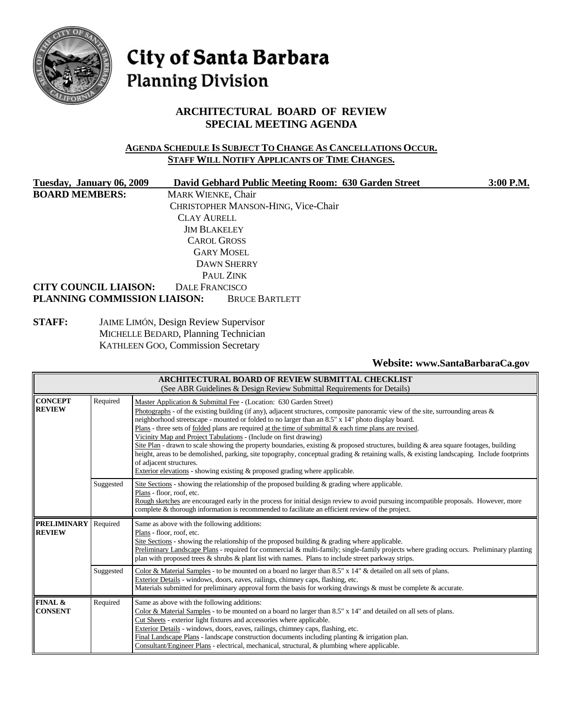# City of Santa Barbara
## Planning Division

### ARCHITECTURAL BOARD OF REVIEW
### SPECIAL MEETING AGENDA

**AGENDA SCHEDULE IS SUBJECT TO CHANGE AS CANCELLATIONS OCCUR.**
**STAFF WILL NOTIFY APPLICANTS OF TIME CHANGES.**

**Tuesday, January 06, 2009** **David Gebhard Public Meeting Room: 630 Garden Street** **3:00 P.M.**

**BOARD MEMBERS:**
MARK WIENKE, Chair
CHRISTOPHER MANSON-HING, Vice-Chair
CLAY AURELL
JIM BLAKELEY
CAROL GROSS
GARY MOSEL
DAWN SHERRY
PAUL ZINK

**CITY COUNCIL LIAISON:** DALE FRANCISCO

**PLANNING COMMISSION LIAISON:** BRUCE BARTLETT

**STAFF:**
JAIME LIMÓN, Design Review Supervisor
MICHELLE BEDARD, Planning Technician
KATHLEEN GOO, Commission Secretary

**Website: www.SantaBarbaraCa.gov**

| ARCHITECTURAL BOARD OF REVIEW SUBMITTAL CHECKLIST (See ABR Guidelines & Design Review Submittal Requirements for Details) | | |
|---|---|---|
| **CONCEPT REVIEW** | Required | Master Application & Submittal Fee - (Location: 630 Garden Street)<br>Photographs - of the existing building (if any), adjacent structures, composite panoramic view of the site, surrounding areas & neighborhood streetscape - mounted or folded to no larger than an 8.5" x 14" photo display board.<br>Plans - three sets of folded plans are required at the time of submittal & each time plans are revised.<br>Vicinity Map and Project Tabulations - (Include on first drawing)<br>Site Plan - drawn to scale showing the property boundaries, existing & proposed structures, building & area square footages, building height, areas to be demolished, parking, site topography, conceptual grading & retaining walls, & existing landscaping. Include footprints of adjacent structures.<br>Exterior elevations - showing existing & proposed grading where applicable. |
| | Suggested | Site Sections - showing the relationship of the proposed building & grading where applicable.<br>Plans - floor, roof, etc.<br>Rough sketches are encouraged early in the process for initial design review to avoid pursuing incompatible proposals. However, more complete & thorough information is recommended to facilitate an efficient review of the project. |
| **PRELIMINARY REVIEW** | Required | Same as above with the following additions:<br>Plans - floor, roof, etc.<br>Site Sections - showing the relationship of the proposed building & grading where applicable.<br>Preliminary Landscape Plans - required for commercial & multi-family; single-family projects where grading occurs. Preliminary planting plan with proposed trees & shrubs & plant list with names. Plans to include street parkway strips. |
| | Suggested | Color & Material Samples - to be mounted on a board no larger than 8.5" x 14" & detailed on all sets of plans.<br>Exterior Details - windows, doors, eaves, railings, chimney caps, flashing, etc.<br>Materials submitted for preliminary approval form the basis for working drawings & must be complete & accurate. |
| **FINAL & CONSENT** | Required | Same as above with the following additions:<br>Color & Material Samples - to be mounted on a board no larger than 8.5" x 14" and detailed on all sets of plans.<br>Cut Sheets - exterior light fixtures and accessories where applicable.<br>Exterior Details - windows, doors, eaves, railings, chimney caps, flashing, etc.<br>Final Landscape Plans - landscape construction documents including planting & irrigation plan.<br>Consultant/Engineer Plans - electrical, mechanical, structural, & plumbing where applicable. |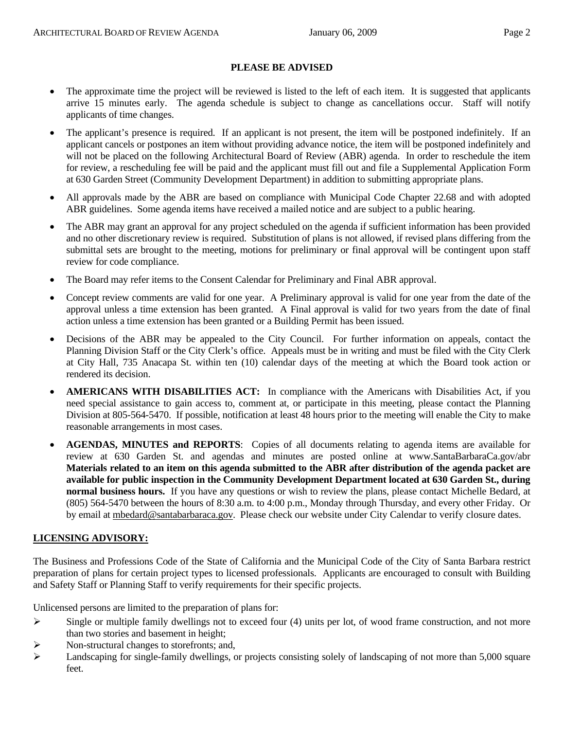**PLEASE BE ADVISED**

- The approximate time the project will be reviewed is listed to the left of each item. It is suggested that applicants arrive 15 minutes early. The agenda schedule is subject to change as cancellations occur. Staff will notify applicants of time changes.
- The applicant's presence is required. If an applicant is not present, the item will be postponed indefinitely. If an applicant cancels or postpones an item without providing advance notice, the item will be postponed indefinitely and will not be placed on the following Architectural Board of Review (ABR) agenda. In order to reschedule the item for review, a rescheduling fee will be paid and the applicant must fill out and file a Supplemental Application Form at 630 Garden Street (Community Development Department) in addition to submitting appropriate plans.
- All approvals made by the ABR are based on compliance with Municipal Code Chapter 22.68 and with adopted ABR guidelines. Some agenda items have received a mailed notice and are subject to a public hearing.
- The ABR may grant an approval for any project scheduled on the agenda if sufficient information has been provided and no other discretionary review is required. Substitution of plans is not allowed, if revised plans differing from the submittal sets are brought to the meeting, motions for preliminary or final approval will be contingent upon staff review for code compliance.
- The Board may refer items to the Consent Calendar for Preliminary and Final ABR approval.
- Concept review comments are valid for one year. A Preliminary approval is valid for one year from the date of the approval unless a time extension has been granted. A Final approval is valid for two years from the date of final action unless a time extension has been granted or a Building Permit has been issued.
- Decisions of the ABR may be appealed to the City Council. For further information on appeals, contact the Planning Division Staff or the City Clerk's office. Appeals must be in writing and must be filed with the City Clerk at City Hall, 735 Anacapa St. within ten (10) calendar days of the meeting at which the Board took action or rendered its decision.
- **AMERICANS WITH DISABILITIES ACT:** In compliance with the Americans with Disabilities Act, if you need special assistance to gain access to, comment at, or participate in this meeting, please contact the Planning Division at 805-564-5470. If possible, notification at least 48 hours prior to the meeting will enable the City to make reasonable arrangements in most cases.
- **AGENDAS, MINUTES and REPORTS**: Copies of all documents relating to agenda items are available for review at 630 Garden St. and agendas and minutes are posted online at www.SantaBarbaraCa.gov/abr **Materials related to an item on this agenda submitted to the ABR after distribution of the agenda packet are available for public inspection in the Community Development Department located at 630 Garden St., during normal business hours.** If you have any questions or wish to review the plans, please contact Michelle Bedard, at (805) 564-5470 between the hours of 8:30 a.m. to 4:00 p.m., Monday through Thursday, and every other Friday. Or by email at mbedard@santabarbaraca.gov. Please check our website under City Calendar to verify closure dates.

**LICENSING ADVISORY:**

The Business and Professions Code of the State of California and the Municipal Code of the City of Santa Barbara restrict preparation of plans for certain project types to licensed professionals. Applicants are encouraged to consult with Building and Safety Staff or Planning Staff to verify requirements for their specific projects.

Unlicensed persons are limited to the preparation of plans for:

- Single or multiple family dwellings not to exceed four (4) units per lot, of wood frame construction, and not more than two stories and basement in height;
- Non-structural changes to storefronts; and,
- Landscaping for single-family dwellings, or projects consisting solely of landscaping of not more than 5,000 square feet.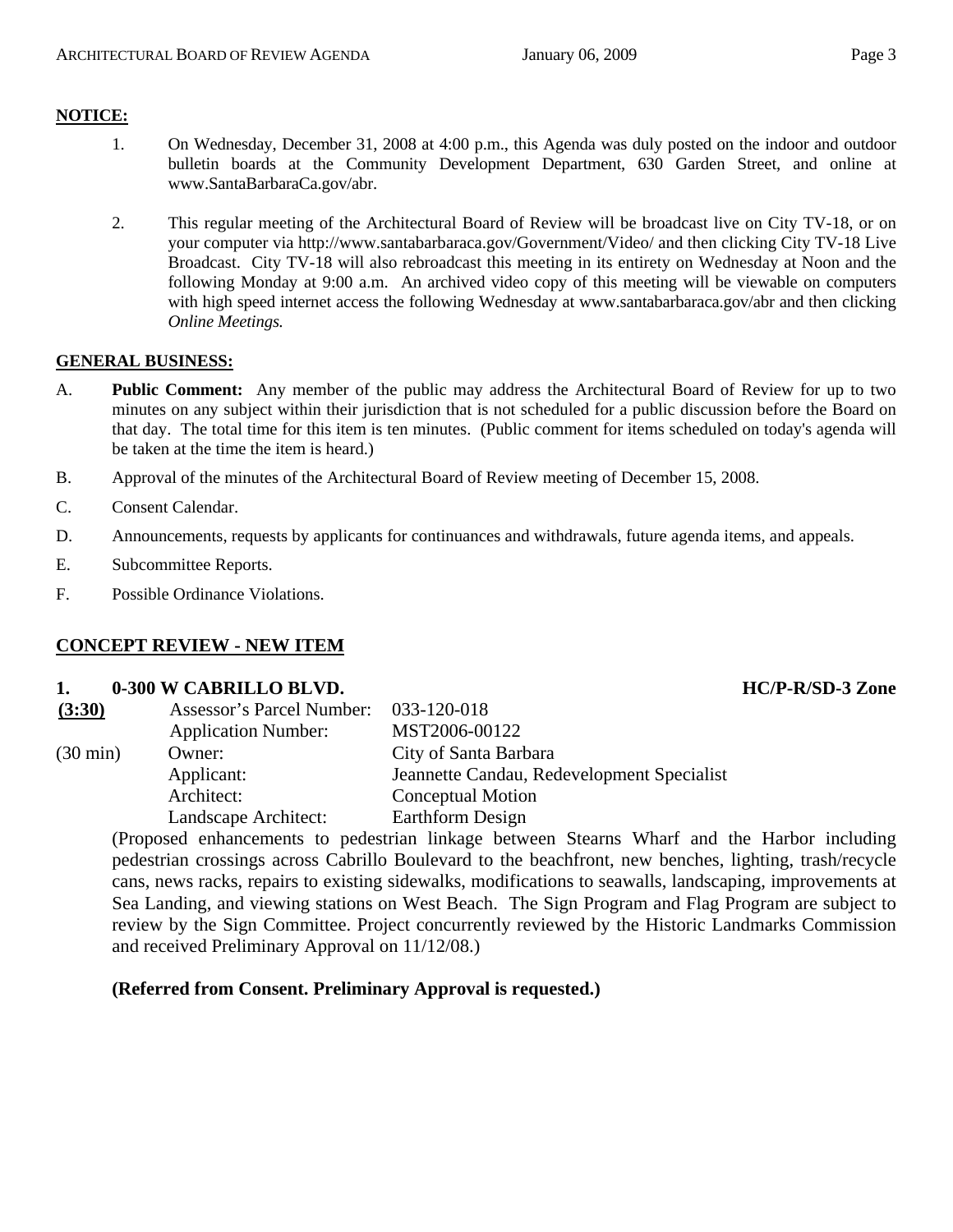**NOTICE:**

1. On Wednesday, December 31, 2008 at 4:00 p.m., this Agenda was duly posted on the indoor and outdoor bulletin boards at the Community Development Department, 630 Garden Street, and online at www.SantaBarbaraCa.gov/abr.

2. This regular meeting of the Architectural Board of Review will be broadcast live on City TV-18, or on your computer via http://www.santabarbaraca.gov/Government/Video/ and then clicking City TV-18 Live Broadcast. City TV-18 will also rebroadcast this meeting in its entirety on Wednesday at Noon and the following Monday at 9:00 a.m. An archived video copy of this meeting will be viewable on computers with high speed internet access the following Wednesday at www.santabarbaraca.gov/abr and then clicking *Online Meetings.*

**GENERAL BUSINESS:**

A. **Public Comment:** Any member of the public may address the Architectural Board of Review for up to two minutes on any subject within their jurisdiction that is not scheduled for a public discussion before the Board on that day. The total time for this item is ten minutes. (Public comment for items scheduled on today's agenda will be taken at the time the item is heard.)

B. Approval of the minutes of the Architectural Board of Review meeting of December 15, 2008.

C. Consent Calendar.

D. Announcements, requests by applicants for continuances and withdrawals, future agenda items, and appeals.

E. Subcommittee Reports.

F. Possible Ordinance Violations.

**CONCEPT REVIEW - NEW ITEM**

**1. 0-300 W CABRILLO BLVD. HC/P-R/SD-3 Zone**

**(3:30)**

(30 min)

| | |
|---|---|
| Assessor's Parcel Number: | 033-120-018 |
| Application Number: | MST2006-00122 |
| Owner: | City of Santa Barbara |
| Applicant: | Jeannette Candau, Redevelopment Specialist |
| Architect: | Conceptual Motion |
| Landscape Architect: | Earthform Design |

(Proposed enhancements to pedestrian linkage between Stearns Wharf and the Harbor including pedestrian crossings across Cabrillo Boulevard to the beachfront, new benches, lighting, trash/recycle cans, news racks, repairs to existing sidewalks, modifications to seawalls, landscaping, improvements at Sea Landing, and viewing stations on West Beach. The Sign Program and Flag Program are subject to review by the Sign Committee. Project concurrently reviewed by the Historic Landmarks Commission and received Preliminary Approval on 11/12/08.)

**(Referred from Consent. Preliminary Approval is requested.)**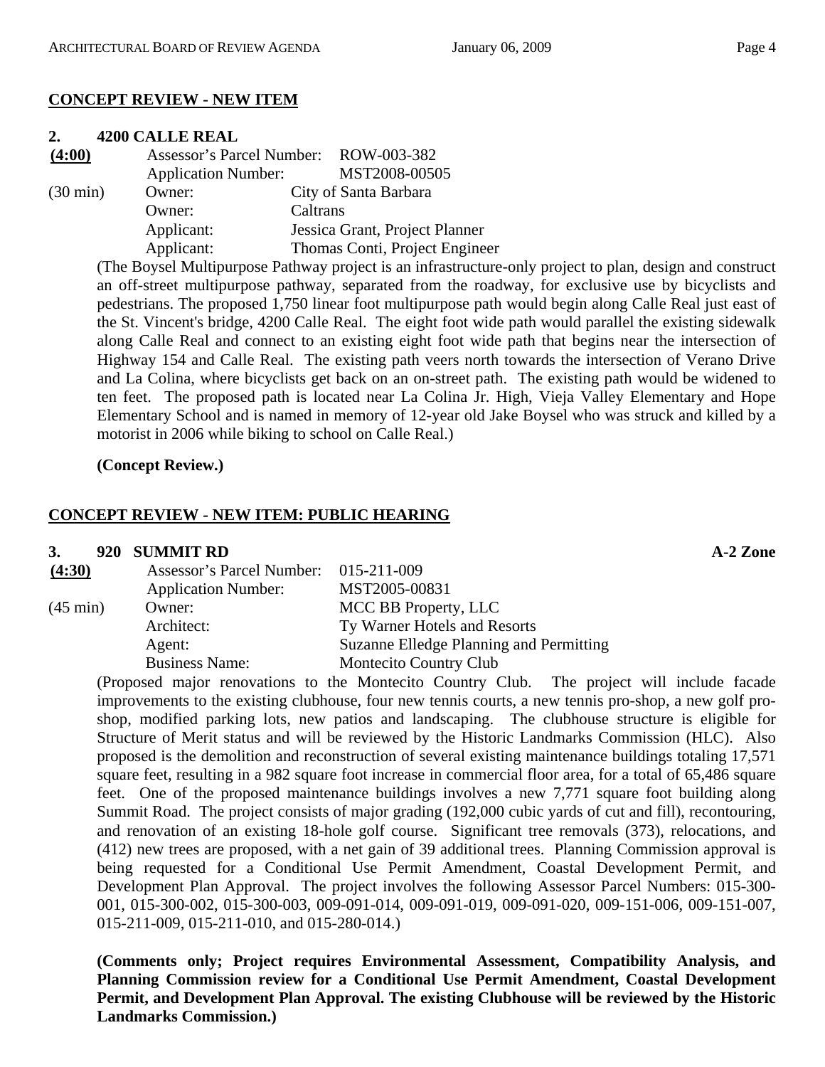**CONCEPT REVIEW - NEW ITEM**

**2. 4200 CALLE REAL**

**(4:00)** Assessor's Parcel Number: ROW-003-382
Application Number: MST2008-00505
(30 min) Owner: City of Santa Barbara
Owner: Caltrans
Applicant: Jessica Grant, Project Planner
Applicant: Thomas Conti, Project Engineer

(The Boysel Multipurpose Pathway project is an infrastructure-only project to plan, design and construct an off-street multipurpose pathway, separated from the roadway, for exclusive use by bicyclists and pedestrians. The proposed 1,750 linear foot multipurpose path would begin along Calle Real just east of the St. Vincent's bridge, 4200 Calle Real. The eight foot wide path would parallel the existing sidewalk along Calle Real and connect to an existing eight foot wide path that begins near the intersection of Highway 154 and Calle Real. The existing path veers north towards the intersection of Verano Drive and La Colina, where bicyclists get back on an on-street path. The existing path would be widened to ten feet. The proposed path is located near La Colina Jr. High, Vieja Valley Elementary and Hope Elementary School and is named in memory of 12-year old Jake Boysel who was struck and killed by a motorist in 2006 while biking to school on Calle Real.)

**(Concept Review.)**

**CONCEPT REVIEW - NEW ITEM: PUBLIC HEARING**

**3. 920 SUMMIT RD** **A-2 Zone**

**(4:30)** Assessor's Parcel Number: 015-211-009
Application Number: MST2005-00831
(45 min) Owner: MCC BB Property, LLC
Architect: Ty Warner Hotels and Resorts
Agent: Suzanne Elledge Planning and Permitting
Business Name: Montecito Country Club

(Proposed major renovations to the Montecito Country Club. The project will include facade improvements to the existing clubhouse, four new tennis courts, a new tennis pro-shop, a new golf pro-shop, modified parking lots, new patios and landscaping. The clubhouse structure is eligible for Structure of Merit status and will be reviewed by the Historic Landmarks Commission (HLC). Also proposed is the demolition and reconstruction of several existing maintenance buildings totaling 17,571 square feet, resulting in a 982 square foot increase in commercial floor area, for a total of 65,486 square feet. One of the proposed maintenance buildings involves a new 7,771 square foot building along Summit Road. The project consists of major grading (192,000 cubic yards of cut and fill), recontouring, and renovation of an existing 18-hole golf course. Significant tree removals (373), relocations, and (412) new trees are proposed, with a net gain of 39 additional trees. Planning Commission approval is being requested for a Conditional Use Permit Amendment, Coastal Development Permit, and Development Plan Approval. The project involves the following Assessor Parcel Numbers: 015-300-001, 015-300-002, 015-300-003, 009-091-014, 009-091-019, 009-091-020, 009-151-006, 009-151-007, 015-211-009, 015-211-010, and 015-280-014.)

**(Comments only; Project requires Environmental Assessment, Compatibility Analysis, and Planning Commission review for a Conditional Use Permit Amendment, Coastal Development Permit, and Development Plan Approval. The existing Clubhouse will be reviewed by the Historic Landmarks Commission.)**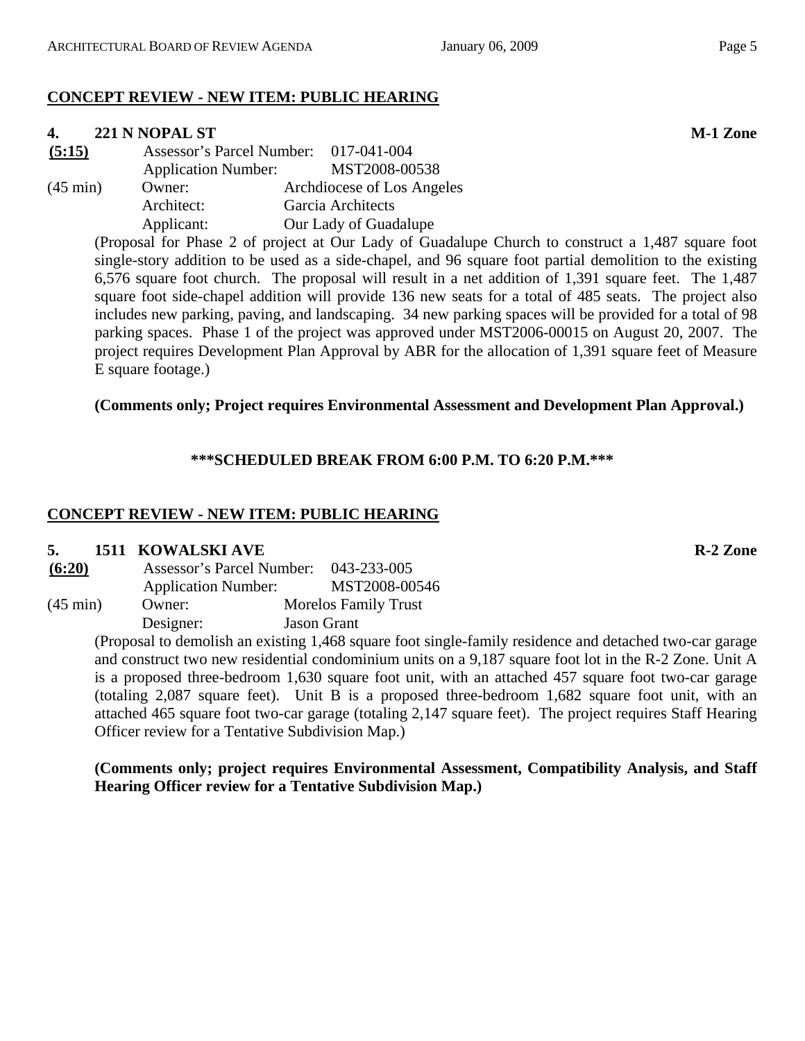## CONCEPT REVIEW - NEW ITEM: PUBLIC HEARING

**4. 221 N NOPAL ST** **M-1 Zone**

**(5:15)** Assessor's Parcel Number: 017-041-004
Application Number: MST2008-00538

(45 min) Owner: Archdiocese of Los Angeles
Architect: Garcia Architects
Applicant: Our Lady of Guadalupe

(Proposal for Phase 2 of project at Our Lady of Guadalupe Church to construct a 1,487 square foot single-story addition to be used as a side-chapel, and 96 square foot partial demolition to the existing 6,576 square foot church. The proposal will result in a net addition of 1,391 square feet. The 1,487 square foot side-chapel addition will provide 136 new seats for a total of 485 seats. The project also includes new parking, paving, and landscaping. 34 new parking spaces will be provided for a total of 98 parking spaces. Phase 1 of the project was approved under MST2006-00015 on August 20, 2007. The project requires Development Plan Approval by ABR for the allocation of 1,391 square feet of Measure E square footage.)

**(Comments only; Project requires Environmental Assessment and Development Plan Approval.)**

**\*\*\*SCHEDULED BREAK FROM 6:00 P.M. TO 6:20 P.M.\*\*\***

## CONCEPT REVIEW - NEW ITEM: PUBLIC HEARING

**5. 1511 KOWALSKI AVE** **R-2 Zone**

**(6:20)** Assessor's Parcel Number: 043-233-005
Application Number: MST2008-00546

(45 min) Owner: Morelos Family Trust
Designer: Jason Grant

(Proposal to demolish an existing 1,468 square foot single-family residence and detached two-car garage and construct two new residential condominium units on a 9,187 square foot lot in the R-2 Zone. Unit A is a proposed three-bedroom 1,630 square foot unit, with an attached 457 square foot two-car garage (totaling 2,087 square feet). Unit B is a proposed three-bedroom 1,682 square foot unit, with an attached 465 square foot two-car garage (totaling 2,147 square feet). The project requires Staff Hearing Officer review for a Tentative Subdivision Map.)

**(Comments only; project requires Environmental Assessment, Compatibility Analysis, and Staff Hearing Officer review for a Tentative Subdivision Map.)**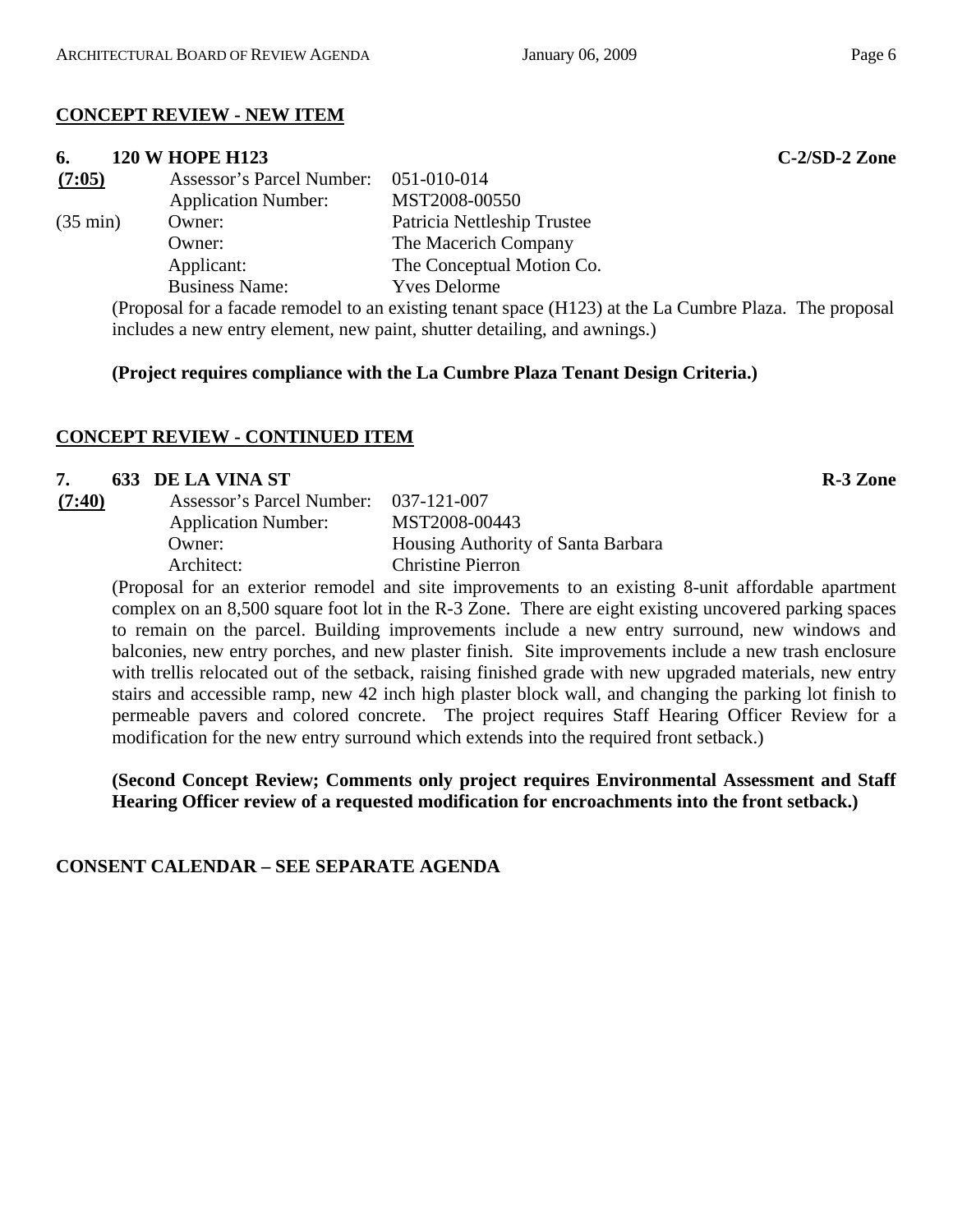## CONCEPT REVIEW - NEW ITEM

**6. 120 W HOPE H123** **C-2/SD-2 Zone**

**(7:05)** Assessor's Parcel Number: 051-010-014
Application Number: MST2008-00550
(35 min) Owner: Patricia Nettleship Trustee
Owner: The Macerich Company
Applicant: The Conceptual Motion Co.
Business Name: Yves Delorme

(Proposal for a facade remodel to an existing tenant space (H123) at the La Cumbre Plaza. The proposal includes a new entry element, new paint, shutter detailing, and awnings.)

**(Project requires compliance with the La Cumbre Plaza Tenant Design Criteria.)**

## CONCEPT REVIEW - CONTINUED ITEM

**7. 633 DE LA VINA ST** **R-3 Zone**

**(7:40)** Assessor's Parcel Number: 037-121-007
Application Number: MST2008-00443
Owner: Housing Authority of Santa Barbara
Architect: Christine Pierron

(Proposal for an exterior remodel and site improvements to an existing 8-unit affordable apartment complex on an 8,500 square foot lot in the R-3 Zone. There are eight existing uncovered parking spaces to remain on the parcel. Building improvements include a new entry surround, new windows and balconies, new entry porches, and new plaster finish. Site improvements include a new trash enclosure with trellis relocated out of the setback, raising finished grade with new upgraded materials, new entry stairs and accessible ramp, new 42 inch high plaster block wall, and changing the parking lot finish to permeable pavers and colored concrete. The project requires Staff Hearing Officer Review for a modification for the new entry surround which extends into the required front setback.)

**(Second Concept Review; Comments only project requires Environmental Assessment and Staff Hearing Officer review of a requested modification for encroachments into the front setback.)**

**CONSENT CALENDAR – SEE SEPARATE AGENDA**